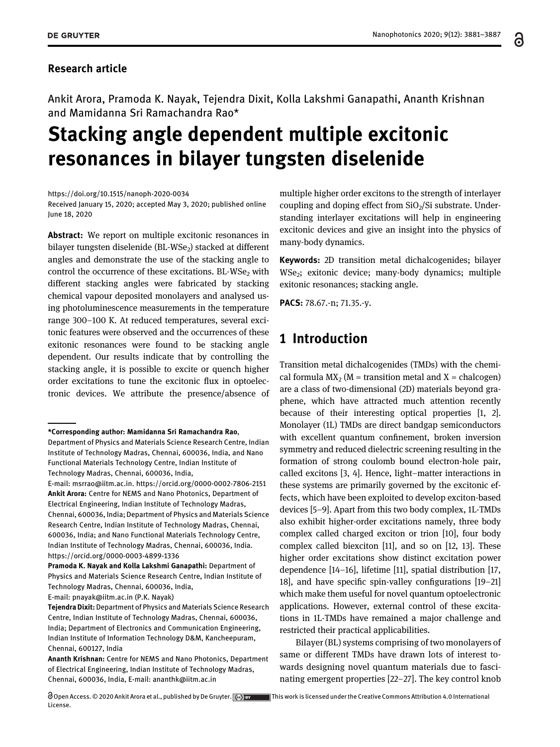Research article

Ankit Arora, Pramoda K. Nayak, Tejendra Dixit, Kolla Lakshmi Ganapathi, Ananth Krishnan and Mamidanna Sri Ramachandra Rao*

# Stacking angle dependent multiple excitonic resonances in bilayer tungsten diselenide

https://doi.org/10.1515/nanoph-2020-0034
Received January 15, 2020; accepted May 3, 2020; published online June 18, 2020

**Abstract:** We report on multiple excitonic resonances in bilayer tungsten diselenide (BL-$WSe_2$) stacked at different angles and demonstrate the use of the stacking angle to control the occurrence of these excitations. BL-$WSe_2$ with different stacking angles were fabricated by stacking chemical vapour deposited monolayers and analysed using photoluminescence measurements in the temperature range 300–100 K. At reduced temperatures, several excitonic features were observed and the occurrences of these exitonic resonances were found to be stacking angle dependent. Our results indicate that by controlling the stacking angle, it is possible to excite or quench higher order excitations to tune the excitonic flux in optoelectronic devices. We attribute the presence/absence of multiple higher order excitons to the strength of interlayer coupling and doping effect from $SiO_2$/Si substrate. Understanding interlayer excitations will help in engineering excitonic devices and give an insight into the physics of many-body dynamics.

**Keywords:** 2D transition metal dichalcogenides; bilayer $WSe_2$; exitonic device; many-body dynamics; multiple exitonic resonances; stacking angle.

**PACS:** 78.67.-n; 71.35.-y.

**\*Corresponding author: Mamidanna Sri Ramachandra Rao**, Department of Physics and Materials Science Research Centre, Indian Institute of Technology Madras, Chennai, 600036, India, and Nano Functional Materials Technology Centre, Indian Institute of Technology Madras, Chennai, 600036, India, E-mail: msrrao@iitm.ac.in. https://orcid.org/0000-0002-7806-2151
**Ankit Arora:** Centre for NEMS and Nano Photonics, Department of Electrical Engineering, Indian Institute of Technology Madras, Chennai, 600036, India; Department of Physics and Materials Science Research Centre, Indian Institute of Technology Madras, Chennai, 600036, India; and Nano Functional Materials Technology Centre, Indian Institute of Technology Madras, Chennai, 600036, India. https://orcid.org/0000-0003-4899-1336
**Pramoda K. Nayak and Kolla Lakshmi Ganapathi:** Department of Physics and Materials Science Research Centre, Indian Institute of Technology Madras, Chennai, 600036, India, E-mail: pnayak@iitm.ac.in (P.K. Nayak)
**Tejendra Dixit:** Department of Physics and Materials Science Research Centre, Indian Institute of Technology Madras, Chennai, 600036, India; Department of Electronics and Communication Engineering, Indian Institute of Information Technology D&M, Kancheepuram, Chennai, 600127, India
**Ananth Krishnan:** Centre for NEMS and Nano Photonics, Department of Electrical Engineering, Indian Institute of Technology Madras, Chennai, 600036, India, E-mail: ananthk@iitm.ac.in

## 1 Introduction

Transition metal dichalcogenides (TMDs) with the chemical formula $MX_2$ (M = transition metal and X = chalcogen) are a class of two-dimensional (2D) materials beyond graphene, which have attracted much attention recently because of their interesting optical properties [1, 2]. Monolayer (1L) TMDs are direct bandgap semiconductors with excellent quantum confinement, broken inversion symmetry and reduced dielectric screening resulting in the formation of strong coulomb bound electron-hole pair, called excitons [3, 4]. Hence, light–matter interactions in these systems are primarily governed by the excitonic effects, which have been exploited to develop exciton-based devices [5–9]. Apart from this two body complex, 1L-TMDs also exhibit higher-order excitations namely, three body complex called charged exciton or trion [10], four body complex called biexciton [11], and so on [12, 13]. These higher order excitations show distinct excitation power dependence [14–16], lifetime [11], spatial distribution [17, 18], and have specific spin-valley configurations [19–21] which make them useful for novel quantum optoelectronic applications. However, external control of these excitations in 1L-TMDs have remained a major challenge and restricted their practical applicabilities.

Bilayer (BL) systems comprising of two monolayers of same or different TMDs have drawn lots of interest towards designing novel quantum materials due to fascinating emergent properties [22–27]. The key control knob

Open Access. © 2020 Ankit Arora et al., published by De Gruyter. This work is licensed under the Creative Commons Attribution 4.0 International License.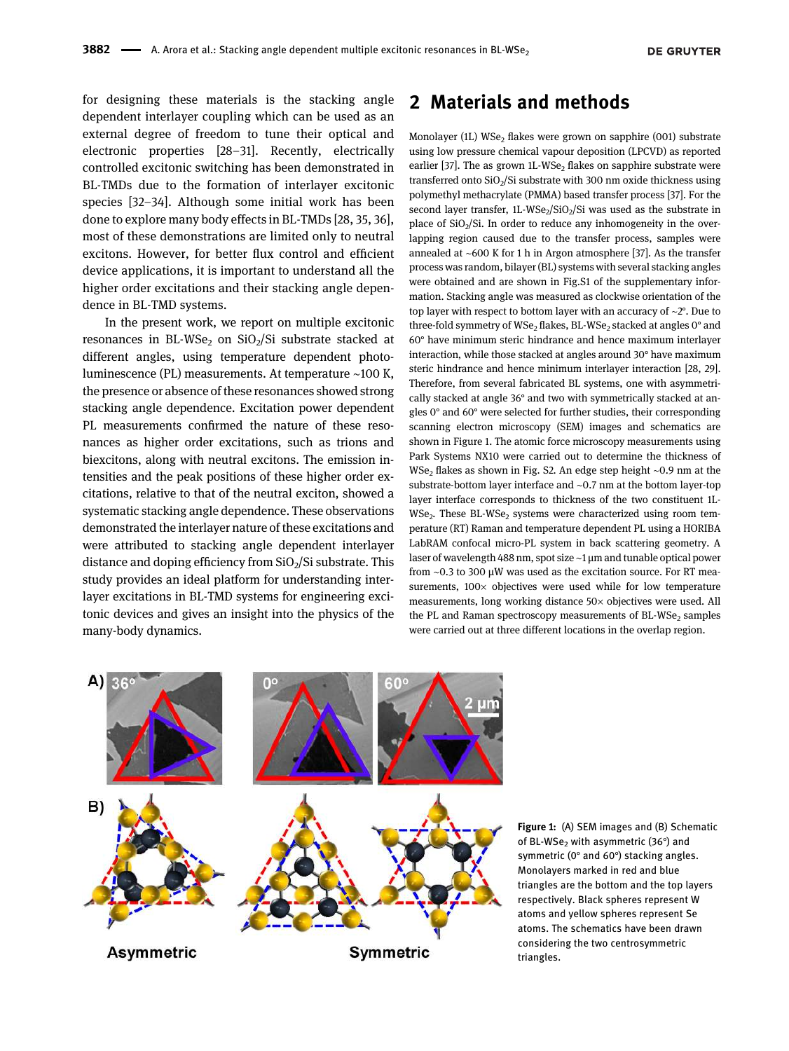for designing these materials is the stacking angle dependent interlayer coupling which can be used as an external degree of freedom to tune their optical and electronic properties [28–31]. Recently, electrically controlled excitonic switching has been demonstrated in BL-TMDs due to the formation of interlayer excitonic species [32–34]. Although some initial work has been done to explore many body effects in BL-TMDs [28, 35, 36], most of these demonstrations are limited only to neutral excitons. However, for better flux control and efficient device applications, it is important to understand all the higher order excitations and their stacking angle dependence in BL-TMD systems.

In the present work, we report on multiple excitonic resonances in BL-$WSe_2$ on $SiO_2$/Si substrate stacked at different angles, using temperature dependent photoluminescence (PL) measurements. At temperature ~100 K, the presence or absence of these resonances showed strong stacking angle dependence. Excitation power dependent PL measurements confirmed the nature of these resonances as higher order excitations, such as trions and biexcitons, along with neutral excitons. The emission intensities and the peak positions of these higher order excitations, relative to that of the neutral exciton, showed a systematic stacking angle dependence. These observations demonstrated the interlayer nature of these excitations and were attributed to stacking angle dependent interlayer distance and doping efficiency from $SiO_2$/Si substrate. This study provides an ideal platform for understanding interlayer excitations in BL-TMD systems for engineering excitonic devices and gives an insight into the physics of the many-body dynamics.

## 2 Materials and methods

Monolayer (1L) $WSe_2$ flakes were grown on sapphire (001) substrate using low pressure chemical vapour deposition (LPCVD) as reported earlier [37]. The as grown 1L-$WSe_2$ flakes on sapphire substrate were transferred onto $SiO_2$/Si substrate with 300 nm oxide thickness using polymethyl methacrylate (PMMA) based transfer process [37]. For the second layer transfer, 1L-$WSe_2$/$SiO_2$/Si was used as the substrate in place of $SiO_2$/Si. In order to reduce any inhomogeneity in the overlapping region caused due to the transfer process, samples were annealed at ~600 K for 1 h in Argon atmosphere [37]. As the transfer process was random, bilayer (BL) systems with several stacking angles were obtained and are shown in Fig.S1 of the supplementary information. Stacking angle was measured as clockwise orientation of the top layer with respect to bottom layer with an accuracy of ~2°. Due to three-fold symmetry of $WSe_2$ flakes, BL-$WSe_2$ stacked at angles 0° and 60° have minimum steric hindrance and hence maximum interlayer interaction, while those stacked at angles around 30° have maximum steric hindrance and hence minimum interlayer interaction [28, 29]. Therefore, from several fabricated BL systems, one with asymmetrically stacked at angle 36° and two with symmetrically stacked at angles 0° and 60° were selected for further studies, their corresponding scanning electron microscopy (SEM) images and schematics are shown in Figure 1. The atomic force microscopy measurements using Park Systems NX10 were carried out to determine the thickness of $WSe_2$ flakes as shown in Fig. S2. An edge step height ~0.9 nm at the substrate-bottom layer interface and ~0.7 nm at the bottom layer-top layer interface corresponds to thickness of the two constituent 1L-$WSe_2$. These BL-$WSe_2$ systems were characterized using room temperature (RT) Raman and temperature dependent PL using a HORIBA LabRAM confocal micro-PL system in back scattering geometry. A laser of wavelength 488 nm, spot size ~1 μm and tunable optical power from ~0.3 to 300 μW was used as the excitation source. For RT measurements, 100× objectives were used while for low temperature measurements, long working distance 50× objectives were used. All the PL and Raman spectroscopy measurements of BL-$WSe_2$ samples were carried out at three different locations in the overlap region.

**Figure 1:** (A) SEM images and (B) Schematic of BL-$WSe_2$ with asymmetric (36°) and symmetric (0° and 60°) stacking angles. Monolayers marked in red and blue triangles are the bottom and the top layers respectively. Black spheres represent W atoms and yellow spheres represent Se atoms. The schematics have been drawn considering the two centrosymmetric triangles.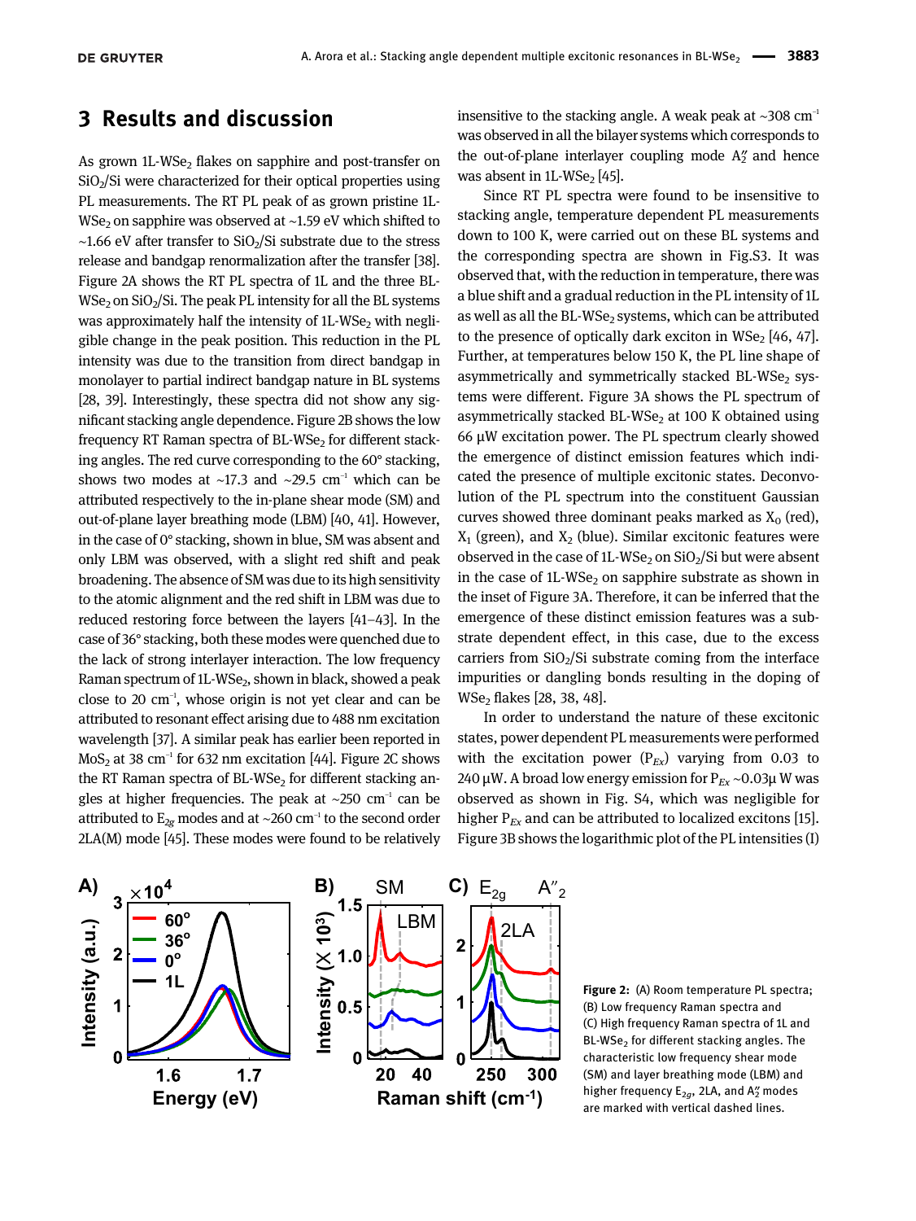## 3 Results and discussion

As grown 1L-$WSe_2$ flakes on sapphire and post-transfer on $SiO_2$/Si were characterized for their optical properties using PL measurements. The RT PL peak of as grown pristine 1L-$WSe_2$ on sapphire was observed at ~1.59 eV which shifted to ~1.66 eV after transfer to $SiO_2$/Si substrate due to the stress release and bandgap renormalization after the transfer [38]. Figure 2A shows the RT PL spectra of 1L and the three BL-$WSe_2$ on $SiO_2$/Si. The peak PL intensity for all the BL systems was approximately half the intensity of 1L-$WSe_2$ with negligible change in the peak position. This reduction in the PL intensity was due to the transition from direct bandgap in monolayer to partial indirect bandgap nature in BL systems [28, 39]. Interestingly, these spectra did not show any significant stacking angle dependence. Figure 2B shows the low frequency RT Raman spectra of BL-$WSe_2$ for different stacking angles. The red curve corresponding to the 60° stacking, shows two modes at ~17.3 and ~29.5 $cm^{-1}$ which can be attributed respectively to the in-plane shear mode (SM) and out-of-plane layer breathing mode (LBM) [40, 41]. However, in the case of 0° stacking, shown in blue, SM was absent and only LBM was observed, with a slight red shift and peak broadening. The absence of SM was due to its high sensitivity to the atomic alignment and the red shift in LBM was due to reduced restoring force between the layers [41–43]. In the case of 36° stacking, both these modes were quenched due to the lack of strong interlayer interaction. The low frequency Raman spectrum of 1L-$WSe_2$, shown in black, showed a peak close to 20 $cm^{-1}$, whose origin is not yet clear and can be attributed to resonant effect arising due to 488 nm excitation wavelength [37]. A similar peak has earlier been reported in $MoS_2$ at 38 $cm^{-1}$ for 632 nm excitation [44]. Figure 2C shows the RT Raman spectra of BL-$WSe_2$ for different stacking angles at higher frequencies. The peak at ~250 $cm^{-1}$ can be attributed to $E_{2g}$ modes and at ~260 $cm^{-1}$ to the second order 2LA(M) mode [45]. These modes were found to be relatively insensitive to the stacking angle. A weak peak at ~308 $cm^{-1}$ was observed in all the bilayer systems which corresponds to the out-of-plane interlayer coupling mode $A_2''$ and hence was absent in 1L-$WSe_2$ [45].

Since RT PL spectra were found to be insensitive to stacking angle, temperature dependent PL measurements down to 100 K, were carried out on these BL systems and the corresponding spectra are shown in Fig.S3. It was observed that, with the reduction in temperature, there was a blue shift and a gradual reduction in the PL intensity of 1L as well as all the BL-$WSe_2$ systems, which can be attributed to the presence of optically dark exciton in $WSe_2$ [46, 47]. Further, at temperatures below 150 K, the PL line shape of asymmetrically and symmetrically stacked BL-$WSe_2$ systems were different. Figure 3A shows the PL spectrum of asymmetrically stacked BL-$WSe_2$ at 100 K obtained using 66 µW excitation power. The PL spectrum clearly showed the emergence of distinct emission features which indicated the presence of multiple excitonic states. Deconvolution of the PL spectrum into the constituent Gaussian curves showed three dominant peaks marked as $X_0$ (red), $X_1$ (green), and $X_2$ (blue). Similar excitonic features were observed in the case of 1L-$WSe_2$ on $SiO_2$/Si but were absent in the case of 1L-$WSe_2$ on sapphire substrate as shown in the inset of Figure 3A. Therefore, it can be inferred that the emergence of these distinct emission features was a substrate dependent effect, in this case, due to the excess carriers from $SiO_2$/Si substrate coming from the interface impurities or dangling bonds resulting in the doping of $WSe_2$ flakes [28, 38, 48].

In order to understand the nature of these excitonic states, power dependent PL measurements were performed with the excitation power ($P_{Ex}$) varying from 0.03 to 240 µW. A broad low energy emission for $P_{Ex}$ ~0.03µ W was observed as shown in Fig. S4, which was negligible for higher $P_{Ex}$ and can be attributed to localized excitons [15]. Figure 3B shows the logarithmic plot of the PL intensities (I)

**Figure 2:** (A) Room temperature PL spectra; (B) Low frequency Raman spectra and (C) High frequency Raman spectra of 1L and BL-$WSe_2$ for different stacking angles. The characteristic low frequency shear mode (SM) and layer breathing mode (LBM) and higher frequency $E_{2g}$, 2LA, and $A_2''$ modes are marked with vertical dashed lines.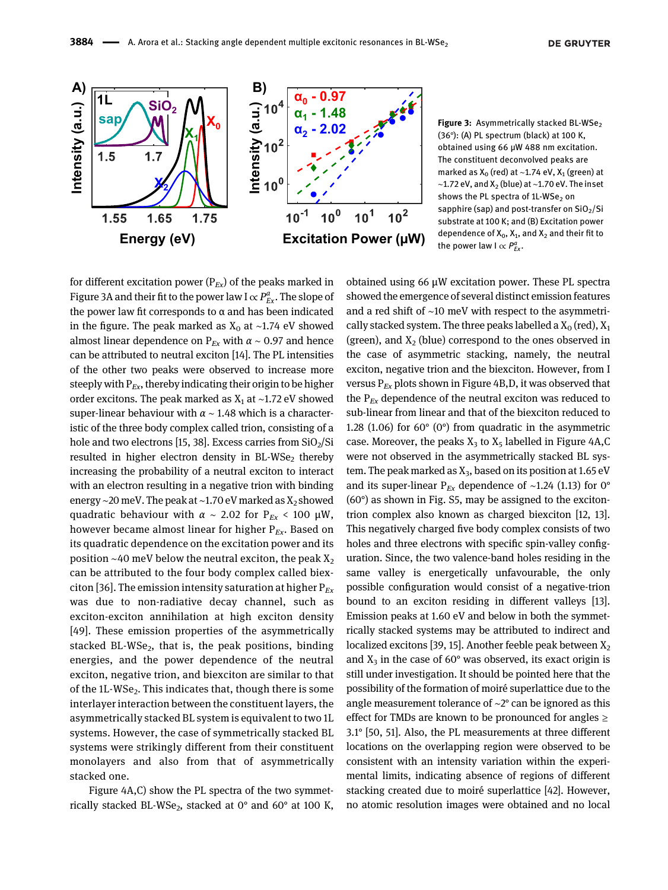Figure 3: Asymmetrically stacked BL-$WSe_2$ (36°): (A) PL spectrum (black) at 100 K, obtained using 66 µW 488 nm excitation. The constituent deconvolved peaks are marked as $X_0$ (red) at ~1.74 eV, $X_1$ (green) at ~1.72 eV, and $X_2$ (blue) at ~1.70 eV. The inset shows the PL spectra of 1L-$WSe_2$ on sapphire (sap) and post-transfer on $SiO_2$/Si substrate at 100 K; and (B) Excitation power dependence of $X_0$, $X_1$, and $X_2$ and their fit to the power law $I \propto P_{Ex}^{\alpha}$.

for different excitation power ($P_{Ex}$) of the peaks marked in Figure 3A and their fit to the power law $I \propto P_{Ex}^{\alpha}$. The slope of the power law fit corresponds to α and has been indicated in the figure. The peak marked as $X_0$ at ~1.74 eV showed almost linear dependence on $P_{Ex}$ with $\alpha \sim 0.97$ and hence can be attributed to neutral exciton [14]. The PL intensities of the other two peaks were observed to increase more steeply with $P_{Ex}$, thereby indicating their origin to be higher order excitons. The peak marked as $X_1$ at ~1.72 eV showed super-linear behaviour with $\alpha \sim 1.48$ which is a characteristic of the three body complex called trion, consisting of a hole and two electrons [15, 38]. Excess carries from $SiO_2$/Si resulted in higher electron density in BL-$WSe_2$ thereby increasing the probability of a neutral exciton to interact with an electron resulting in a negative trion with binding energy ~20 meV. The peak at ~1.70 eV marked as $X_2$ showed quadratic behaviour with $\alpha \sim 2.02$ for $P_{Ex} < 100$ µW, however became almost linear for higher $P_{Ex}$. Based on its quadratic dependence on the excitation power and its position ~40 meV below the neutral exciton, the peak $X_2$ can be attributed to the four body complex called biexciton [36]. The emission intensity saturation at higher $P_{Ex}$ was due to non-radiative decay channel, such as exciton-exciton annihilation at high exciton density [49]. These emission properties of the asymmetrically stacked BL-$WSe_2$, that is, the peak positions, binding energies, and the power dependence of the neutral exciton, negative trion, and biexciton are similar to that of the 1L-$WSe_2$. This indicates that, though there is some interlayer interaction between the constituent layers, the asymmetrically stacked BL system is equivalent to two 1L systems. However, the case of symmetrically stacked BL systems were strikingly different from their constituent monolayers and also from that of asymmetrically stacked one.

Figure 4A,C show the PL spectra of the two symmetrically stacked BL-$WSe_2$, stacked at 0° and 60° at 100 K, obtained using 66 µW excitation power. These PL spectra showed the emergence of several distinct emission features and a red shift of ~10 meV with respect to the asymmetrically stacked system. The three peaks labelled a $X_0$ (red), $X_1$ (green), and $X_2$ (blue) correspond to the ones observed in the case of asymmetric stacking, namely, the neutral exciton, negative trion and the biexciton. However, from I versus $P_{Ex}$ plots shown in Figure 4B,D, it was observed that the $P_{Ex}$ dependence of the neutral exciton was reduced to sub-linear from linear and that of the biexciton reduced to 1.28 (1.06) for 60° (0°) from quadratic in the asymmetric case. Moreover, the peaks $X_3$ to $X_5$ labelled in Figure 4A,C were not observed in the asymmetrically stacked BL system. The peak marked as $X_3$, based on its position at 1.65 eV and its super-linear $P_{Ex}$ dependence of ~1.24 (1.13) for 0° (60°) as shown in Fig. S5, may be assigned to the exciton-trion complex also known as charged biexciton [12, 13]. This negatively charged five body complex consists of two holes and three electrons with specific spin-valley configuration. Since, the two valence-band holes residing in the same valley is energetically unfavourable, the only possible configuration would consist of a negative-trion bound to an exciton residing in different valleys [13]. Emission peaks at 1.60 eV and below in both the symmetrically stacked systems may be attributed to indirect and localized excitons [39, 15]. Another feeble peak between $X_2$ and $X_3$ in the case of 60° was observed, its exact origin is still under investigation. It should be pointed here that the possibility of the formation of moiré superlattice due to the angle measurement tolerance of ~2° can be ignored as this effect for TMDs are known to be pronounced for angles ≥ 3.1° [50, 51]. Also, the PL measurements at three different locations on the overlapping region were observed to be consistent with an intensity variation within the experimental limits, indicating absence of regions of different stacking created due to moiré superlattice [42]. However, no atomic resolution images were obtained and no local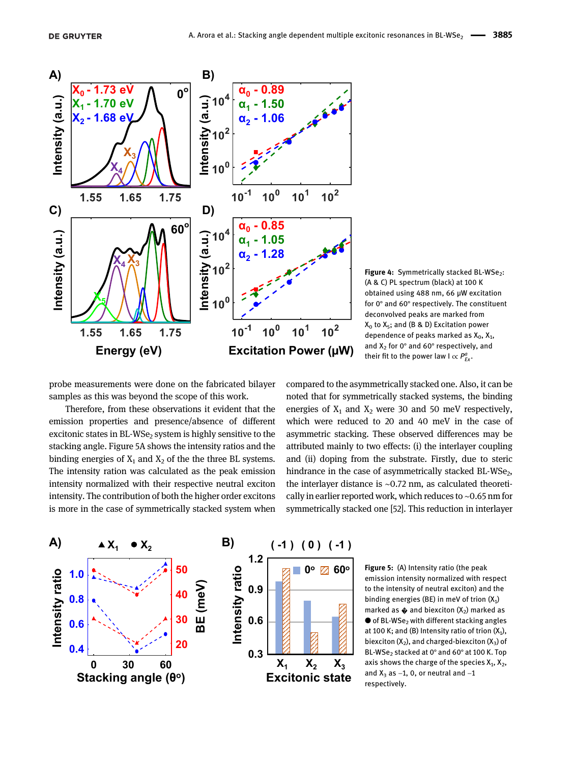Figure 4: Symmetrically stacked BL-$WSe_2$: (A & C) PL spectrum (black) at 100 K obtained using 488 nm, 66 μW excitation for 0° and 60° respectively. The constituent deconvolved peaks are marked from $X_0$ to $X_5$; and (B & D) Excitation power dependence of peaks marked as $X_0$, $X_1$, and $X_2$ for 0° and 60° respectively, and their fit to the power law $I \propto P_{Ex}^{\alpha}$.

probe measurements were done on the fabricated bilayer samples as this was beyond the scope of this work.

Therefore, from these observations it evident that the emission properties and presence/absence of different excitonic states in BL-$WSe_2$ system is highly sensitive to the stacking angle. Figure 5A shows the intensity ratios and the binding energies of $X_1$ and $X_2$ of the the three BL systems. The intensity ration was calculated as the peak emission intensity normalized with their respective neutral exciton intensity. The contribution of both the higher order excitons is more in the case of symmetrically stacked system when compared to the asymmetrically stacked one. Also, it can be noted that for symmetrically stacked systems, the binding energies of $X_1$ and $X_2$ were 30 and 50 meV respectively, which were reduced to 20 and 40 meV in the case of asymmetric stacking. These observed differences may be attributed mainly to two effects: (i) the interlayer coupling and (ii) doping from the substrate. Firstly, due to steric hindrance in the case of asymmetrically stacked BL-$WSe_2$, the interlayer distance is ~0.72 nm, as calculated theoretically in earlier reported work, which reduces to ~0.65 nm for symmetrically stacked one [52]. This reduction in interlayer

Figure 5: (A) Intensity ratio (the peak emission intensity normalized with respect to the intensity of neutral exciton) and the binding energies (BE) in meV of trion ($X_1$) marked as ◆ and biexciton ($X_2$) marked as ● of BL-$WSe_2$ with different stacking angles at 100 K; and (B) Intensity ratio of trion ($X_1$), biexciton ($X_2$), and charged-biexciton ($X_3$) of BL-$WSe_2$ stacked at 0° and 60° at 100 K. Top axis shows the charge of the species $X_1$, $X_2$, and $X_3$ as −1, 0, or neutral and −1 respectively.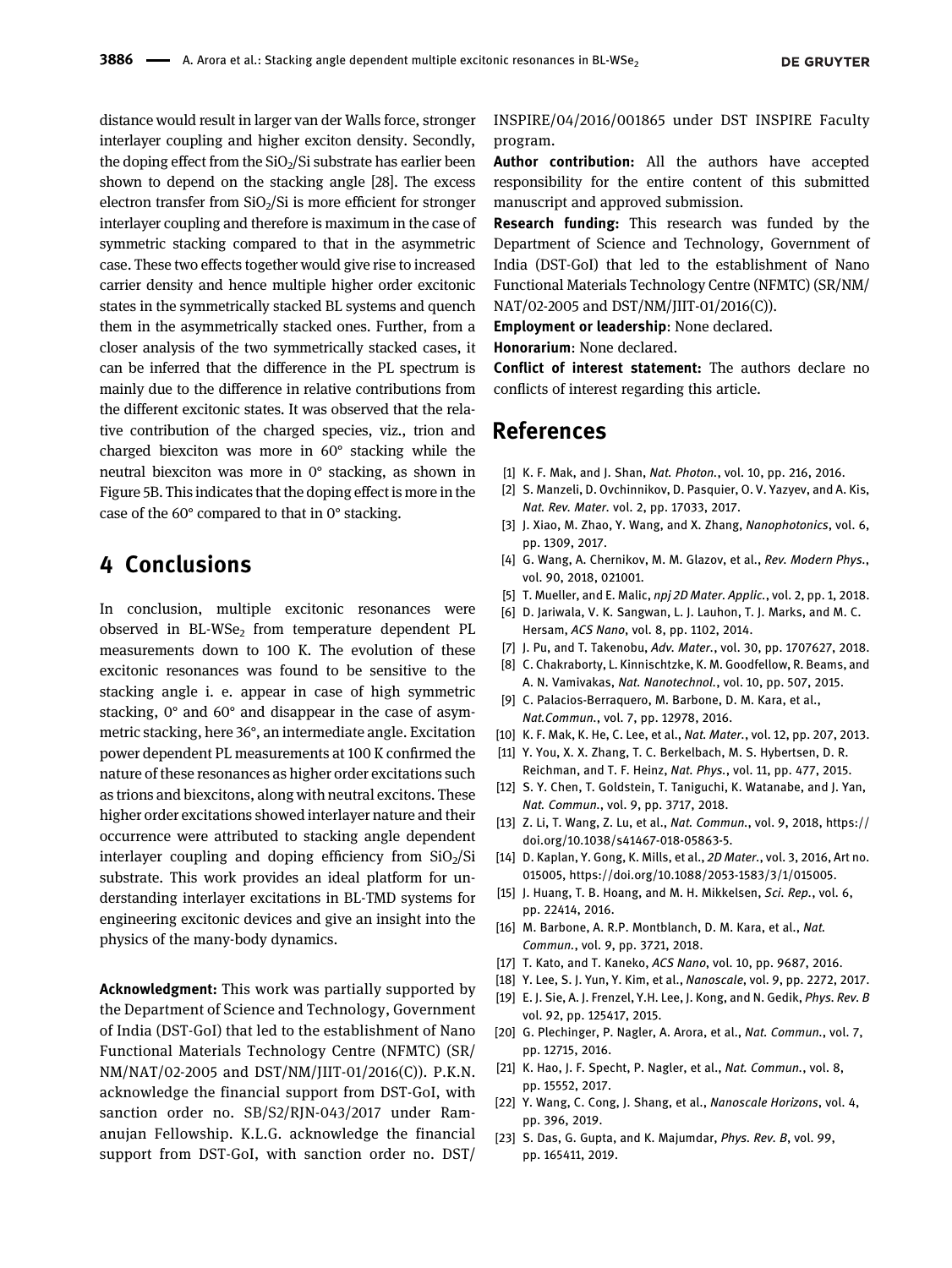distance would result in larger van der Walls force, stronger interlayer coupling and higher exciton density. Secondly, the doping effect from the $SiO_2$/Si substrate has earlier been shown to depend on the stacking angle [28]. The excess electron transfer from $SiO_2$/Si is more efficient for stronger interlayer coupling and therefore is maximum in the case of symmetric stacking compared to that in the asymmetric case. These two effects together would give rise to increased carrier density and hence multiple higher order excitonic states in the symmetrically stacked BL systems and quench them in the asymmetrically stacked ones. Further, from a closer analysis of the two symmetrically stacked cases, it can be inferred that the difference in the PL spectrum is mainly due to the difference in relative contributions from the different excitonic states. It was observed that the relative contribution of the charged species, viz., trion and charged biexciton was more in 60° stacking while the neutral biexciton was more in 0° stacking, as shown in Figure 5B. This indicates that the doping effect is more in the case of the 60° compared to that in 0° stacking.

## 4 Conclusions

In conclusion, multiple excitonic resonances were observed in BL-$WSe_2$ from temperature dependent PL measurements down to 100 K. The evolution of these excitonic resonances was found to be sensitive to the stacking angle i. e. appear in case of high symmetric stacking, 0° and 60° and disappear in the case of asymmetric stacking, here 36°, an intermediate angle. Excitation power dependent PL measurements at 100 K confirmed the nature of these resonances as higher order excitations such as trions and biexcitons, along with neutral excitons. These higher order excitations showed interlayer nature and their occurrence were attributed to stacking angle dependent interlayer coupling and doping efficiency from $SiO_2$/Si substrate. This work provides an ideal platform for understanding interlayer excitations in BL-TMD systems for engineering excitonic devices and give an insight into the physics of the many-body dynamics.

**Acknowledgment:** This work was partially supported by the Department of Science and Technology, Government of India (DST-GoI) that led to the establishment of Nano Functional Materials Technology Centre (NFMTC) (SR/NM/NAT/02-2005 and DST/NM/JIIT-01/2016(C)). P.K.N. acknowledge the financial support from DST-GoI, with sanction order no. SB/S2/RJN-043/2017 under Ramanujan Fellowship. K.L.G. acknowledge the financial support from DST-GoI, with sanction order no. DST/INSPIRE/04/2016/001865 under DST INSPIRE Faculty program.

**Author contribution:** All the authors have accepted responsibility for the entire content of this submitted manuscript and approved submission.

**Research funding:** This research was funded by the Department of Science and Technology, Government of India (DST-GoI) that led to the establishment of Nano Functional Materials Technology Centre (NFMTC) (SR/NM/NAT/02-2005 and DST/NM/JIIT-01/2016(C)).

**Employment or leadership**: None declared.

**Honorarium**: None declared.

**Conflict of interest statement:** The authors declare no conflicts of interest regarding this article.

## References

[1] K. F. Mak, and J. Shan, *Nat. Photon.*, vol. 10, pp. 216, 2016.

[2] S. Manzeli, D. Ovchinnikov, D. Pasquier, O. V. Yazyev, and A. Kis, *Nat. Rev. Mater.* vol. 2, pp. 17033, 2017.

[3] J. Xiao, M. Zhao, Y. Wang, and X. Zhang, *Nanophotonics*, vol. 6, pp. 1309, 2017.

[4] G. Wang, A. Chernikov, M. M. Glazov, et al., *Rev. Modern Phys.*, vol. 90, 2018, 021001.

[5] T. Mueller, and E. Malic, *npj 2D Mater. Applic.*, vol. 2, pp. 1, 2018.

[6] D. Jariwala, V. K. Sangwan, L. J. Lauhon, T. J. Marks, and M. C. Hersam, *ACS Nano*, vol. 8, pp. 1102, 2014.

[7] J. Pu, and T. Takenobu, *Adv. Mater.*, vol. 30, pp. 1707627, 2018.

[8] C. Chakraborty, L. Kinnischtzke, K. M. Goodfellow, R. Beams, and A. N. Vamivakas, *Nat. Nanotechnol.*, vol. 10, pp. 507, 2015.

[9] C. Palacios-Berraquero, M. Barbone, D. M. Kara, et al., *Nat.Commun.*, vol. 7, pp. 12978, 2016.

[10] K. F. Mak, K. He, C. Lee, et al., *Nat. Mater.*, vol. 12, pp. 207, 2013.

[11] Y. You, X. X. Zhang, T. C. Berkelbach, M. S. Hybertsen, D. R. Reichman, and T. F. Heinz, *Nat. Phys.*, vol. 11, pp. 477, 2015.

[12] S. Y. Chen, T. Goldstein, T. Taniguchi, K. Watanabe, and J. Yan, *Nat. Commun.*, vol. 9, pp. 3717, 2018.

[13] Z. Li, T. Wang, Z. Lu, et al., *Nat. Commun.*, vol. 9, 2018, https://doi.org/10.1038/s41467-018-05863-5.

[14] D. Kaplan, Y. Gong, K. Mills, et al., *2D Mater.*, vol. 3, 2016, Art no. 015005, https://doi.org/10.1088/2053-1583/3/1/015005.

[15] J. Huang, T. B. Hoang, and M. H. Mikkelsen, *Sci. Rep.*, vol. 6, pp. 22414, 2016.

[16] M. Barbone, A. R.P. Montblanch, D. M. Kara, et al., *Nat. Commun.*, vol. 9, pp. 3721, 2018.

[17] T. Kato, and T. Kaneko, *ACS Nano*, vol. 10, pp. 9687, 2016.

[18] Y. Lee, S. J. Yun, Y. Kim, et al., *Nanoscale*, vol. 9, pp. 2272, 2017.

[19] E. J. Sie, A. J. Frenzel, Y.H. Lee, J. Kong, and N. Gedik, *Phys. Rev. B* vol. 92, pp. 125417, 2015.

[20] G. Plechinger, P. Nagler, A. Arora, et al., *Nat. Commun.*, vol. 7, pp. 12715, 2016.

[21] K. Hao, J. F. Specht, P. Nagler, et al., *Nat. Commun.*, vol. 8, pp. 15552, 2017.

[22] Y. Wang, C. Cong, J. Shang, et al., *Nanoscale Horizons*, vol. 4, pp. 396, 2019.

[23] S. Das, G. Gupta, and K. Majumdar, *Phys. Rev. B*, vol. 99, pp. 165411, 2019.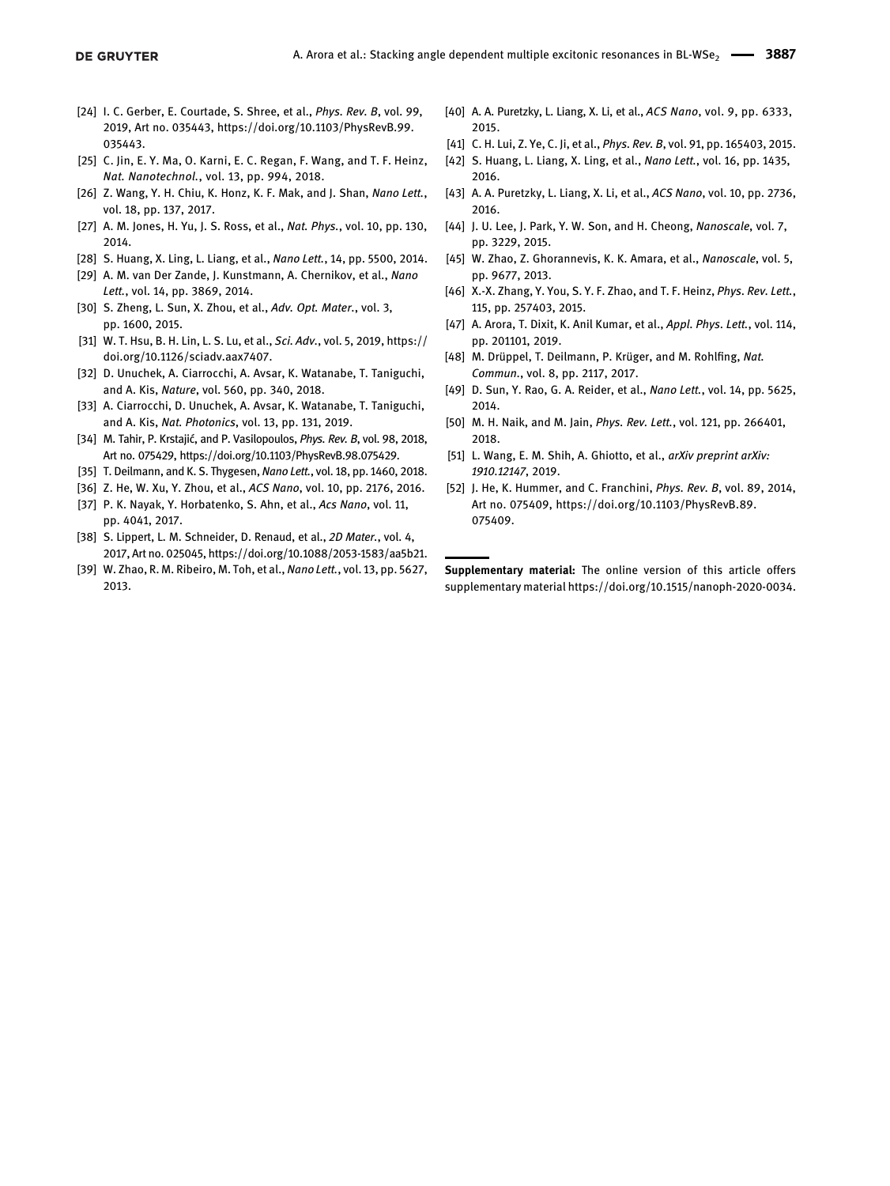[24] I. C. Gerber, E. Courtade, S. Shree, et al., *Phys. Rev. B*, vol. 99, 2019, Art no. 035443, https://doi.org/10.1103/PhysRevB.99.035443.

[25] C. Jin, E. Y. Ma, O. Karni, E. C. Regan, F. Wang, and T. F. Heinz, *Nat. Nanotechnol.*, vol. 13, pp. 994, 2018.

[26] Z. Wang, Y. H. Chiu, K. Honz, K. F. Mak, and J. Shan, *Nano Lett.*, vol. 18, pp. 137, 2017.

[27] A. M. Jones, H. Yu, J. S. Ross, et al., *Nat. Phys.*, vol. 10, pp. 130, 2014.

[28] S. Huang, X. Ling, L. Liang, et al., *Nano Lett.*, 14, pp. 5500, 2014.

[29] A. M. van Der Zande, J. Kunstmann, A. Chernikov, et al., *Nano Lett.*, vol. 14, pp. 3869, 2014.

[30] S. Zheng, L. Sun, X. Zhou, et al., *Adv. Opt. Mater.*, vol. 3, pp. 1600, 2015.

[31] W. T. Hsu, B. H. Lin, L. S. Lu, et al., *Sci. Adv.*, vol. 5, 2019, https://doi.org/10.1126/sciadv.aax7407.

[32] D. Unuchek, A. Ciarrocchi, A. Avsar, K. Watanabe, T. Taniguchi, and A. Kis, *Nature*, vol. 560, pp. 340, 2018.

[33] A. Ciarrocchi, D. Unuchek, A. Avsar, K. Watanabe, T. Taniguchi, and A. Kis, *Nat. Photonics*, vol. 13, pp. 131, 2019.

[34] M. Tahir, P. Krstajić, and P. Vasilopoulos, *Phys. Rev. B*, vol. 98, 2018, Art no. 075429, https://doi.org/10.1103/PhysRevB.98.075429.

[35] T. Deilmann, and K. S. Thygesen, *Nano Lett.*, vol. 18, pp. 1460, 2018.

[36] Z. He, W. Xu, Y. Zhou, et al., *ACS Nano*, vol. 10, pp. 2176, 2016.

[37] P. K. Nayak, Y. Horbatenko, S. Ahn, et al., *Acs Nano*, vol. 11, pp. 4041, 2017.

[38] S. Lippert, L. M. Schneider, D. Renaud, et al., *2D Mater.*, vol. 4, 2017, Art no. 025045, https://doi.org/10.1088/2053-1583/aa5b21.

[39] W. Zhao, R. M. Ribeiro, M. Toh, et al., *Nano Lett.*, vol. 13, pp. 5627, 2013.

[40] A. A. Puretzky, L. Liang, X. Li, et al., *ACS Nano*, vol. 9, pp. 6333, 2015.

[41] C. H. Lui, Z. Ye, C. Ji, et al., *Phys. Rev. B*, vol. 91, pp. 165403, 2015.

[42] S. Huang, L. Liang, X. Ling, et al., *Nano Lett.*, vol. 16, pp. 1435, 2016.

[43] A. A. Puretzky, L. Liang, X. Li, et al., *ACS Nano*, vol. 10, pp. 2736, 2016.

[44] J. U. Lee, J. Park, Y. W. Son, and H. Cheong, *Nanoscale*, vol. 7, pp. 3229, 2015.

[45] W. Zhao, Z. Ghorannevis, K. K. Amara, et al., *Nanoscale*, vol. 5, pp. 9677, 2013.

[46] X.-X. Zhang, Y. You, S. Y. F. Zhao, and T. F. Heinz, *Phys. Rev. Lett.*, 115, pp. 257403, 2015.

[47] A. Arora, T. Dixit, K. Anil Kumar, et al., *Appl. Phys. Lett.*, vol. 114, pp. 201101, 2019.

[48] M. Drüppel, T. Deilmann, P. Krüger, and M. Rohlfing, *Nat. Commun.*, vol. 8, pp. 2117, 2017.

[49] D. Sun, Y. Rao, G. A. Reider, et al., *Nano Lett.*, vol. 14, pp. 5625, 2014.

[50] M. H. Naik, and M. Jain, *Phys. Rev. Lett.*, vol. 121, pp. 266401, 2018.

[51] L. Wang, E. M. Shih, A. Ghiotto, et al., *arXiv preprint arXiv:1910.12147*, 2019.

[52] J. He, K. Hummer, and C. Franchini, *Phys. Rev. B*, vol. 89, 2014, Art no. 075409, https://doi.org/10.1103/PhysRevB.89.075409.

---

**Supplementary material:** The online version of this article offers supplementary material https://doi.org/10.1515/nanoph-2020-0034.